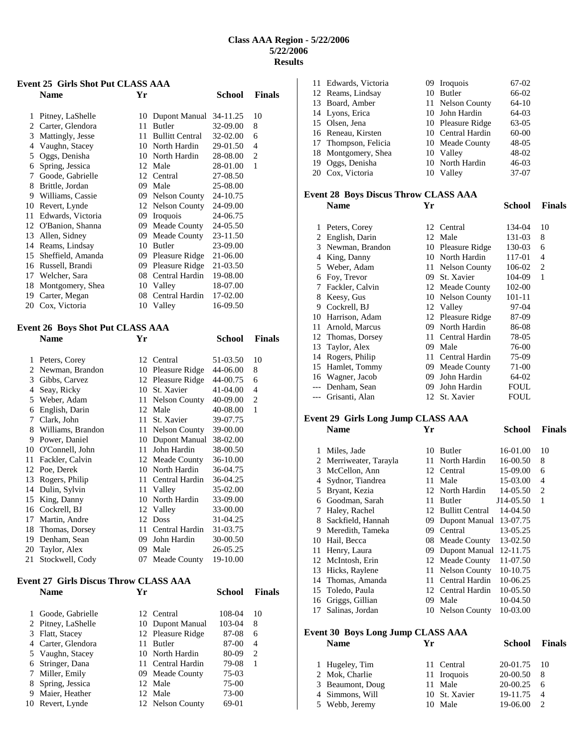# Class AAA Region - 5/22/2006
## 5/22/2006
## Results

### Event 25 Girls Shot Put CLASS AAA

| | Name | Yr | School | Finals | |
|---|---|---|---|---|---|
| 1 | Pitney, LaShelle | 10 | Dupont Manual | 34-11.25 | 10 |
| 2 | Carter, Glendora | 11 | Butler | 32-09.00 | 8 |
| 3 | Mattingly, Jesse | 11 | Bullitt Central | 32-02.00 | 6 |
| 4 | Vaughn, Stacey | 10 | North Hardin | 29-01.50 | 4 |
| 5 | Oggs, Denisha | 10 | North Hardin | 28-08.00 | 2 |
| 6 | Spring, Jessica | 12 | Male | 28-01.00 | 1 |
| 7 | Goode, Gabrielle | 12 | Central | 27-08.50 | |
| 8 | Brittle, Jordan | 09 | Male | 25-08.00 | |
| 9 | Williams, Cassie | 09 | Nelson County | 24-10.75 | |
| 10 | Revert, Lynde | 12 | Nelson County | 24-09.00 | |
| 11 | Edwards, Victoria | 09 | Iroquois | 24-06.75 | |
| 12 | O'Banion, Shanna | 09 | Meade County | 24-05.50 | |
| 13 | Allen, Sidney | 09 | Meade County | 23-11.50 | |
| 14 | Reams, Lindsay | 10 | Butler | 23-09.00 | |
| 15 | Sheffield, Amanda | 09 | Pleasure Ridge | 21-06.00 | |
| 16 | Russell, Brandi | 09 | Pleasure Ridge | 21-03.50 | |
| 17 | Welcher, Sara | 08 | Central Hardin | 19-08.00 | |
| 18 | Montgomery, Shea | 10 | Valley | 18-07.00 | |
| 19 | Carter, Megan | 08 | Central Hardin | 17-02.00 | |
| 20 | Cox, Victoria | 10 | Valley | 16-09.50 | |

### Event 26 Boys Shot Put CLASS AAA

| | Name | Yr | School | Finals | |
|---|---|---|---|---|---|
| 1 | Peters, Corey | 12 | Central | 51-03.50 | 10 |
| 2 | Newman, Brandon | 10 | Pleasure Ridge | 44-06.00 | 8 |
| 3 | Gibbs, Carvez | 12 | Pleasure Ridge | 44-00.75 | 6 |
| 4 | Seay, Ricky | 10 | St. Xavier | 41-04.00 | 4 |
| 5 | Weber, Adam | 11 | Nelson County | 40-09.00 | 2 |
| 6 | English, Darin | 12 | Male | 40-08.00 | 1 |
| 7 | Clark, John | 11 | St. Xavier | 39-07.75 | |
| 8 | Williams, Brandon | 11 | Nelson County | 39-00.00 | |
| 9 | Power, Daniel | 10 | Dupont Manual | 38-02.00 | |
| 10 | O'Connell, John | 11 | John Hardin | 38-00.50 | |
| 11 | Fackler, Calvin | 12 | Meade County | 36-10.00 | |
| 12 | Poe, Derek | 10 | North Hardin | 36-04.75 | |
| 13 | Rogers, Philip | 11 | Central Hardin | 36-04.25 | |
| 14 | Dulin, Sylvin | 11 | Valley | 35-02.00 | |
| 15 | King, Danny | 10 | North Hardin | 33-09.00 | |
| 16 | Cockrell, BJ | 12 | Valley | 33-00.00 | |
| 17 | Martin, Andre | 12 | Doss | 31-04.25 | |
| 18 | Thomas, Dorsey | 11 | Central Hardin | 31-03.75 | |
| 19 | Denham, Sean | 09 | John Hardin | 30-00.50 | |
| 20 | Taylor, Alex | 09 | Male | 26-05.25 | |
| 21 | Stockwell, Cody | 07 | Meade County | 19-10.00 | |

### Event 27 Girls Discus Throw CLASS AAA

| | Name | Yr | School | Finals | |
|---|---|---|---|---|---|
| 1 | Goode, Gabrielle | 12 | Central | 108-04 | 10 |
| 2 | Pitney, LaShelle | 10 | Dupont Manual | 103-04 | 8 |
| 3 | Flatt, Stacey | 12 | Pleasure Ridge | 87-08 | 6 |
| 4 | Carter, Glendora | 11 | Butler | 87-00 | 4 |
| 5 | Vaughn, Stacey | 10 | North Hardin | 80-09 | 2 |
| 6 | Stringer, Dana | 11 | Central Hardin | 79-08 | 1 |
| 7 | Miller, Emily | 09 | Meade County | 75-03 | |
| 8 | Spring, Jessica | 12 | Male | 75-00 | |
| 9 | Maier, Heather | 12 | Male | 73-00 | |
| 10 | Revert, Lynde | 12 | Nelson County | 69-01 | |
| 11 | Edwards, Victoria | 09 | Iroquois | 67-02 | |
| 12 | Reams, Lindsay | 10 | Butler | 66-02 | |
| 13 | Board, Amber | 11 | Nelson County | 64-10 | |
| 14 | Lyons, Erica | 10 | John Hardin | 64-03 | |
| 15 | Olsen, Jena | 10 | Pleasure Ridge | 63-05 | |
| 16 | Reneau, Kirsten | 10 | Central Hardin | 60-00 | |
| 17 | Thompson, Felicia | 10 | Meade County | 48-05 | |
| 18 | Montgomery, Shea | 10 | Valley | 48-02 | |
| 19 | Oggs, Denisha | 10 | North Hardin | 46-03 | |
| 20 | Cox, Victoria | 10 | Valley | 37-07 | |

### Event 28 Boys Discus Throw CLASS AAA

| | Name | Yr | School | Finals | |
|---|---|---|---|---|---|
| 1 | Peters, Corey | 12 | Central | 134-04 | 10 |
| 2 | English, Darin | 12 | Male | 131-03 | 8 |
| 3 | Newman, Brandon | 10 | Pleasure Ridge | 130-03 | 6 |
| 4 | King, Danny | 10 | North Hardin | 117-01 | 4 |
| 5 | Weber, Adam | 11 | Nelson County | 106-02 | 2 |
| 6 | Foy, Trevor | 09 | St. Xavier | 104-09 | 1 |
| 7 | Fackler, Calvin | 12 | Meade County | 102-00 | |
| 8 | Keesy, Gus | 10 | Nelson County | 101-11 | |
| 9 | Cockrell, BJ | 12 | Valley | 97-04 | |
| 10 | Harrison, Adam | 12 | Pleasure Ridge | 87-09 | |
| 11 | Arnold, Marcus | 09 | North Hardin | 86-08 | |
| 12 | Thomas, Dorsey | 11 | Central Hardin | 78-05 | |
| 13 | Taylor, Alex | 09 | Male | 76-00 | |
| 14 | Rogers, Philip | 11 | Central Hardin | 75-09 | |
| 15 | Hamlet, Tommy | 09 | Meade County | 71-00 | |
| 16 | Wagner, Jacob | 09 | John Hardin | 64-02 | |
| --- | Denham, Sean | 09 | John Hardin | FOUL | |
| --- | Grisanti, Alan | 12 | St. Xavier | FOUL | |

### Event 29 Girls Long Jump CLASS AAA

| | Name | Yr | School | Finals | |
|---|---|---|---|---|---|
| 1 | Miles, Jade | 10 | Butler | 16-01.00 | 10 |
| 2 | Merriweater, Tarayla | 11 | North Hardin | 16-00.50 | 8 |
| 3 | McCellon, Ann | 12 | Central | 15-09.00 | 6 |
| 4 | Sydnor, Tiandrea | 11 | Male | 15-03.00 | 4 |
| 5 | Bryant, Kezia | 12 | North Hardin | 14-05.50 | 2 |
| 6 | Goodman, Sarah | 11 | Butler | J14-05.50 | 1 |
| 7 | Haley, Rachel | 12 | Bullitt Central | 14-04.50 | |
| 8 | Sackfield, Hannah | 09 | Dupont Manual | 13-07.75 | |
| 9 | Meredith, Tameka | 09 | Central | 13-05.25 | |
| 10 | Hail, Becca | 08 | Meade County | 13-02.50 | |
| 11 | Henry, Laura | 09 | Dupont Manual | 12-11.75 | |
| 12 | McIntosh, Erin | 12 | Meade County | 11-07.50 | |
| 13 | Hicks, Raylene | 11 | Nelson County | 10-10.75 | |
| 14 | Thomas, Amanda | 11 | Central Hardin | 10-06.25 | |
| 15 | Toledo, Paula | 12 | Central Hardin | 10-05.50 | |
| 16 | Griggs, Gillian | 09 | Male | 10-04.50 | |
| 17 | Salinas, Jordan | 10 | Nelson County | 10-03.00 | |

### Event 30 Boys Long Jump CLASS AAA

| | Name | Yr | School | Finals | |
|---|---|---|---|---|---|
| 1 | Hugeley, Tim | 11 | Central | 20-01.75 | 10 |
| 2 | Mok, Charlie | 11 | Iroquois | 20-00.50 | 8 |
| 3 | Beaumont, Doug | 11 | Male | 20-00.25 | 6 |
| 4 | Simmons, Will | 10 | St. Xavier | 19-11.75 | 4 |
| 5 | Webb, Jeremy | 10 | Male | 19-06.00 | 2 |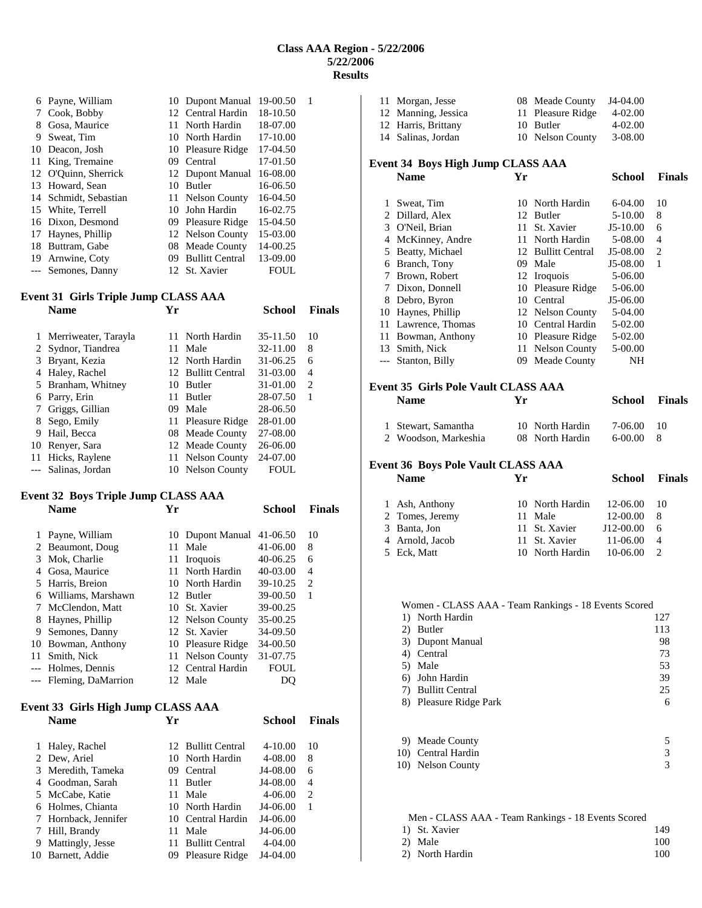# Class AAA Region - 5/22/2006
## 5/22/2006
## Results

| | Name | Yr | School | Finals | Points |
|---|---|---|---|---|---|
| 6 | Payne, William | 10 | Dupont Manual | 19-00.50 | 1 |
| 7 | Cook, Bobby | 12 | Central Hardin | 18-10.50 | |
| 8 | Gosa, Maurice | 11 | North Hardin | 18-07.00 | |
| 9 | Sweat, Tim | 10 | North Hardin | 17-10.00 | |
| 10 | Deacon, Josh | 10 | Pleasure Ridge | 17-04.50 | |
| 11 | King, Tremaine | 09 | Central | 17-01.50 | |
| 12 | O'Quinn, Sherrick | 12 | Dupont Manual | 16-08.00 | |
| 13 | Howard, Sean | 10 | Butler | 16-06.50 | |
| 14 | Schmidt, Sebastian | 11 | Nelson County | 16-04.50 | |
| 15 | White, Terrell | 10 | John Hardin | 16-02.75 | |
| 16 | Dixon, Desmond | 09 | Pleasure Ridge | 15-04.50 | |
| 17 | Haynes, Phillip | 12 | Nelson County | 15-03.00 | |
| 18 | Buttram, Gabe | 08 | Meade County | 14-00.25 | |
| 19 | Arnwine, Coty | 09 | Bullitt Central | 13-09.00 | |
| --- | Semones, Danny | 12 | St. Xavier | FOUL | |

### Event 31 Girls Triple Jump CLASS AAA

| | Name | Yr | School | Finals | Points |
|---|---|---|---|---|---|
| 1 | Merriweater, Tarayla | 11 | North Hardin | 35-11.50 | 10 |
| 2 | Sydnor, Tiandrea | 11 | Male | 32-11.00 | 8 |
| 3 | Bryant, Kezia | 12 | North Hardin | 31-06.25 | 6 |
| 4 | Haley, Rachel | 12 | Bullitt Central | 31-03.00 | 4 |
| 5 | Branham, Whitney | 10 | Butler | 31-01.00 | 2 |
| 6 | Parry, Erin | 11 | Butler | 28-07.50 | 1 |
| 7 | Griggs, Gillian | 09 | Male | 28-06.50 | |
| 8 | Sego, Emily | 11 | Pleasure Ridge | 28-01.00 | |
| 9 | Hail, Becca | 08 | Meade County | 27-08.00 | |
| 10 | Renyer, Sara | 12 | Meade County | 26-06.00 | |
| 11 | Hicks, Raylene | 11 | Nelson County | 24-07.00 | |
| --- | Salinas, Jordan | 10 | Nelson County | FOUL | |

### Event 32 Boys Triple Jump CLASS AAA

| | Name | Yr | School | Finals | Points |
|---|---|---|---|---|---|
| 1 | Payne, William | 10 | Dupont Manual | 41-06.50 | 10 |
| 2 | Beaumont, Doug | 11 | Male | 41-06.00 | 8 |
| 3 | Mok, Charlie | 11 | Iroquois | 40-06.25 | 6 |
| 4 | Gosa, Maurice | 11 | North Hardin | 40-03.00 | 4 |
| 5 | Harris, Breion | 10 | North Hardin | 39-10.25 | 2 |
| 6 | Williams, Marshawn | 12 | Butler | 39-00.50 | 1 |
| 7 | McClendon, Matt | 10 | St. Xavier | 39-00.25 | |
| 8 | Haynes, Phillip | 12 | Nelson County | 35-00.25 | |
| 9 | Semones, Danny | 12 | St. Xavier | 34-09.50 | |
| 10 | Bowman, Anthony | 10 | Pleasure Ridge | 34-00.50 | |
| 11 | Smith, Nick | 11 | Nelson County | 31-07.75 | |
| --- | Holmes, Dennis | 12 | Central Hardin | FOUL | |
| --- | Fleming, DaMarrion | 12 | Male | DQ | |

### Event 33 Girls High Jump CLASS AAA

| | Name | Yr | School | Finals | Points |
|---|---|---|---|---|---|
| 1 | Haley, Rachel | 12 | Bullitt Central | 4-10.00 | 10 |
| 2 | Dew, Ariel | 10 | North Hardin | 4-08.00 | 8 |
| 3 | Meredith, Tameka | 09 | Central | J4-08.00 | 6 |
| 4 | Goodman, Sarah | 11 | Butler | J4-08.00 | 4 |
| 5 | McCabe, Katie | 11 | Male | 4-06.00 | 2 |
| 6 | Holmes, Chianta | 10 | North Hardin | J4-06.00 | 1 |
| 7 | Hornback, Jennifer | 10 | Central Hardin | J4-06.00 | |
| 7 | Hill, Brandy | 11 | Male | J4-06.00 | |
| 9 | Mattingly, Jesse | 11 | Bullitt Central | 4-04.00 | |
| 10 | Barnett, Addie | 09 | Pleasure Ridge | J4-04.00 | |
| 11 | Morgan, Jesse | 08 | Meade County | J4-04.00 | |
| 12 | Manning, Jessica | 11 | Pleasure Ridge | 4-02.00 | |
| 12 | Harris, Brittany | 10 | Butler | 4-02.00 | |
| 14 | Salinas, Jordan | 10 | Nelson County | 3-08.00 | |

### Event 34 Boys High Jump CLASS AAA

| | Name | Yr | School | Finals | Points |
|---|---|---|---|---|---|
| 1 | Sweat, Tim | 10 | North Hardin | 6-04.00 | 10 |
| 2 | Dillard, Alex | 12 | Butler | 5-10.00 | 8 |
| 3 | O'Neil, Brian | 11 | St. Xavier | J5-10.00 | 6 |
| 4 | McKinney, Andre | 11 | North Hardin | 5-08.00 | 4 |
| 5 | Beatty, Michael | 12 | Bullitt Central | J5-08.00 | 2 |
| 6 | Branch, Tony | 09 | Male | J5-08.00 | 1 |
| 7 | Brown, Robert | 12 | Iroquois | 5-06.00 | |
| 7 | Dixon, Donnell | 10 | Pleasure Ridge | 5-06.00 | |
| 8 | Debro, Byron | 10 | Central | J5-06.00 | |
| 10 | Haynes, Phillip | 12 | Nelson County | 5-04.00 | |
| 11 | Lawrence, Thomas | 10 | Central Hardin | 5-02.00 | |
| 11 | Bowman, Anthony | 10 | Pleasure Ridge | 5-02.00 | |
| 13 | Smith, Nick | 11 | Nelson County | 5-00.00 | |
| --- | Stanton, Billy | 09 | Meade County | NH | |

### Event 35 Girls Pole Vault CLASS AAA

| | Name | Yr | School | Finals | Points |
|---|---|---|---|---|---|
| 1 | Stewart, Samantha | 10 | North Hardin | 7-06.00 | 10 |
| 2 | Woodson, Markeshia | 08 | North Hardin | 6-00.00 | 8 |

### Event 36 Boys Pole Vault CLASS AAA

| | Name | Yr | School | Finals | Points |
|---|---|---|---|---|---|
| 1 | Ash, Anthony | 10 | North Hardin | 12-06.00 | 10 |
| 2 | Tomes, Jeremy | 11 | Male | 12-00.00 | 8 |
| 3 | Banta, Jon | 11 | St. Xavier | J12-00.00 | 6 |
| 4 | Arnold, Jacob | 11 | St. Xavier | 11-06.00 | 4 |
| 5 | Eck, Matt | 10 | North Hardin | 10-06.00 | 2 |

### Women - CLASS AAA - Team Rankings - 18 Events Scored

| Rank | Team | Points |
|---|---|---|
| 1) | North Hardin | 127 |
| 2) | Butler | 113 |
| 3) | Dupont Manual | 98 |
| 4) | Central | 73 |
| 5) | Male | 53 |
| 6) | John Hardin | 39 |
| 7) | Bullitt Central | 25 |
| 8) | Pleasure Ridge Park | 6 |
| 9) | Meade County | 5 |
| 10) | Central Hardin | 3 |
| 10) | Nelson County | 3 |

### Men - CLASS AAA - Team Rankings - 18 Events Scored

| Rank | Team | Points |
|---|---|---|
| 1) | St. Xavier | 149 |
| 2) | Male | 100 |
| 2) | North Hardin | 100 |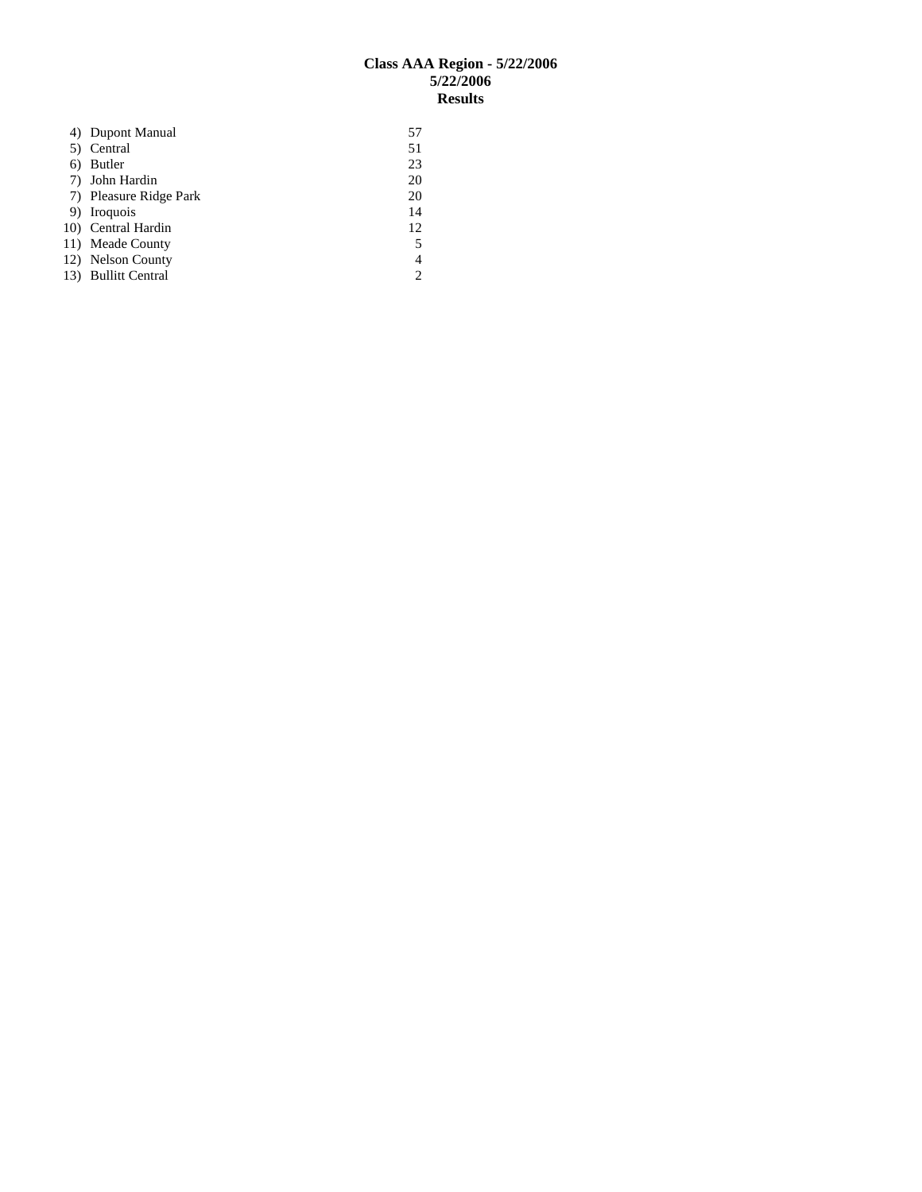### Class AAA Region - 5/22/2006
### 5/22/2006
### Results

| | | |
|---|---|---|
| 4) | Dupont Manual | 57 |
| 5) | Central | 51 |
| 6) | Butler | 23 |
| 7) | John Hardin | 20 |
| 7) | Pleasure Ridge Park | 20 |
| 9) | Iroquois | 14 |
| 10) | Central Hardin | 12 |
| 11) | Meade County | 5 |
| 12) | Nelson County | 4 |
| 13) | Bullitt Central | 2 |